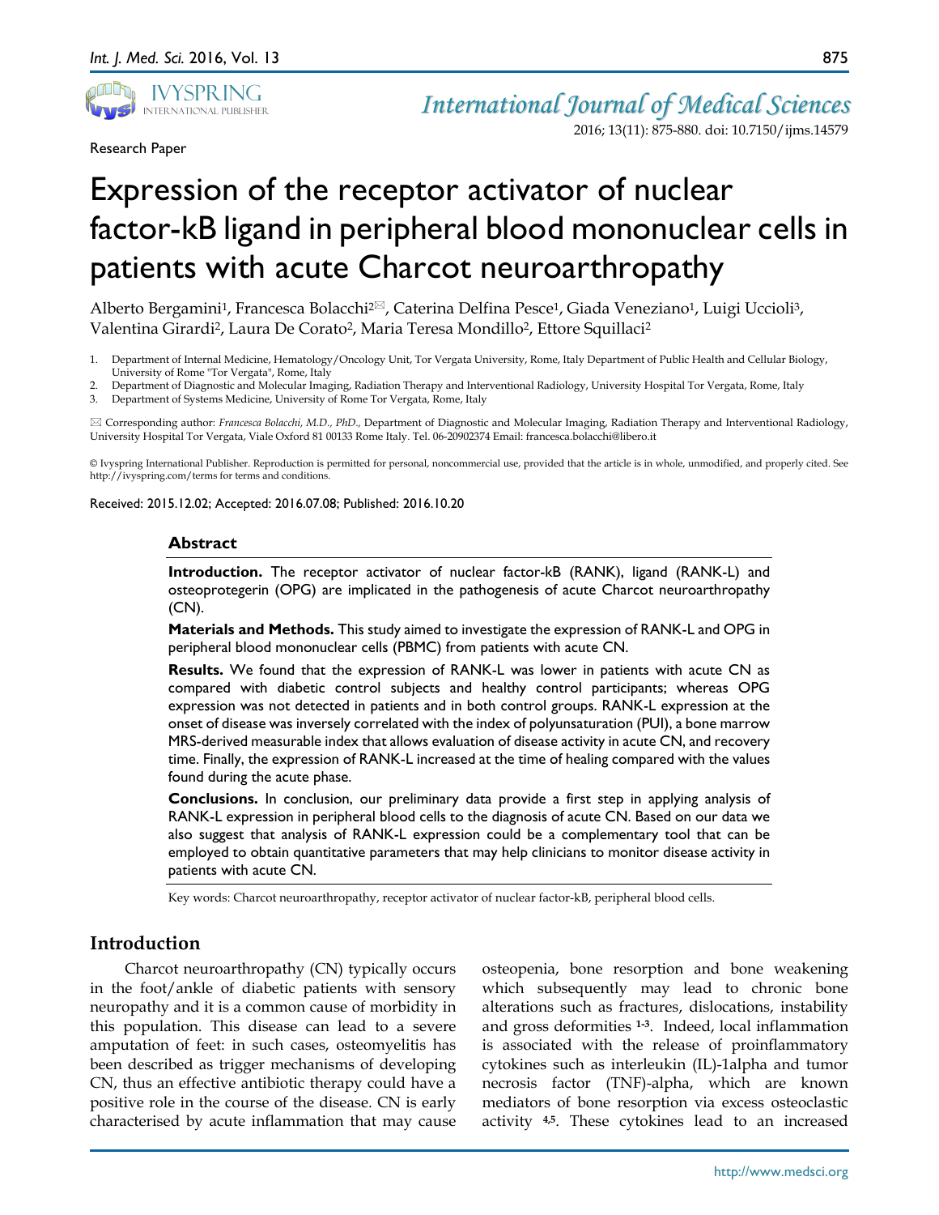Research Paper

# Expression of the receptor activator of nuclear factor-kB ligand in peripheral blood mononuclear cells in patients with acute Charcot neuroarthropathy

Alberto Bergamini[1], Francesca Bolacchi[2]✉, Caterina Delfina Pesce[1], Giada Veneziano[1], Luigi Uccioli[3], Valentina Girardi[2], Laura De Corato[2], Maria Teresa Mondillo[2], Ettore Squillaci[2]

1. Department of Internal Medicine, Hematology/Oncology Unit, Tor Vergata University, Rome, Italy Department of Public Health and Cellular Biology, University of Rome "Tor Vergata", Rome, Italy
2. Department of Diagnostic and Molecular Imaging, Radiation Therapy and Interventional Radiology, University Hospital Tor Vergata, Rome, Italy
3. Department of Systems Medicine, University of Rome Tor Vergata, Rome, Italy

✉ Corresponding author: *Francesca Bolacchi, M.D., PhD.,* Department of Diagnostic and Molecular Imaging, Radiation Therapy and Interventional Radiology, University Hospital Tor Vergata, Viale Oxford 81 00133 Rome Italy. Tel. 06-20902374 Email: francesca.bolacchi@libero.it

© Ivyspring International Publisher. Reproduction is permitted for personal, noncommercial use, provided that the article is in whole, unmodified, and properly cited. See http://ivyspring.com/terms for terms and conditions.

Received: 2015.12.02; Accepted: 2016.07.08; Published: 2016.10.20

## Abstract

**Introduction.** The receptor activator of nuclear factor-kB (RANK), ligand (RANK-L) and osteoprotegerin (OPG) are implicated in the pathogenesis of acute Charcot neuroarthropathy (CN).

**Materials and Methods.** This study aimed to investigate the expression of RANK-L and OPG in peripheral blood mononuclear cells (PBMC) from patients with acute CN.

**Results.** We found that the expression of RANK-L was lower in patients with acute CN as compared with diabetic control subjects and healthy control participants; whereas OPG expression was not detected in patients and in both control groups. RANK-L expression at the onset of disease was inversely correlated with the index of polyunsaturation (PUI), a bone marrow MRS-derived measurable index that allows evaluation of disease activity in acute CN, and recovery time. Finally, the expression of RANK-L increased at the time of healing compared with the values found during the acute phase.

**Conclusions.** In conclusion, our preliminary data provide a first step in applying analysis of RANK-L expression in peripheral blood cells to the diagnosis of acute CN. Based on our data we also suggest that analysis of RANK-L expression could be a complementary tool that can be employed to obtain quantitative parameters that may help clinicians to monitor disease activity in patients with acute CN.

Key words: Charcot neuroarthropathy, receptor activator of nuclear factor-kB, peripheral blood cells.

## Introduction

Charcot neuroarthropathy (CN) typically occurs in the foot/ankle of diabetic patients with sensory neuropathy and it is a common cause of morbidity in this population. This disease can lead to a severe amputation of feet: in such cases, osteomyelitis has been described as trigger mechanisms of developing CN, thus an effective antibiotic therapy could have a positive role in the course of the disease. CN is early characterised by acute inflammation that may cause osteopenia, bone resorption and bone weakening which subsequently may lead to chronic bone alterations such as fractures, dislocations, instability and gross deformities [1-3]. Indeed, local inflammation is associated with the release of proinflammatory cytokines such as interleukin (IL)-1alpha and tumor necrosis factor (TNF)-alpha, which are known mediators of bone resorption via excess osteoclastic activity [4,5]. These cytokines lead to an increased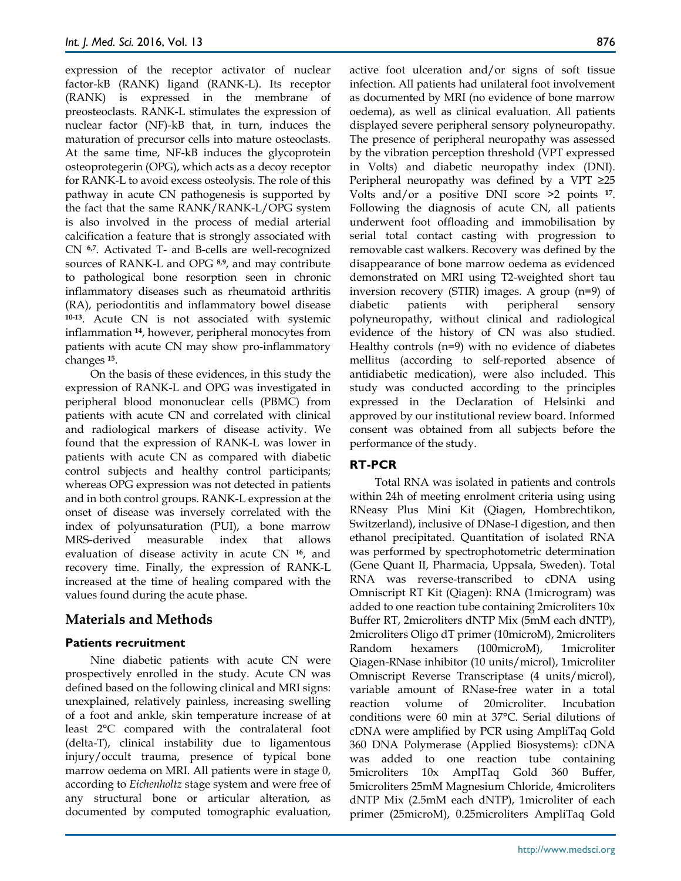expression of the receptor activator of nuclear factor-kB (RANK) ligand (RANK-L). Its receptor (RANK) is expressed in the membrane of preosteoclasts. RANK-L stimulates the expression of nuclear factor (NF)-kB that, in turn, induces the maturation of precursor cells into mature osteoclasts. At the same time, NF-kB induces the glycoprotein osteoprotegerin (OPG), which acts as a decoy receptor for RANK-L to avoid excess osteolysis. The role of this pathway in acute CN pathogenesis is supported by the fact that the same RANK/RANK-L/OPG system is also involved in the process of medial arterial calcification a feature that is strongly associated with CN [6,7]. Activated T- and B-cells are well-recognized sources of RANK-L and OPG [8,9], and may contribute to pathological bone resorption seen in chronic inflammatory diseases such as rheumatoid arthritis (RA), periodontitis and inflammatory bowel disease [10-13]. Acute CN is not associated with systemic inflammation [14], however, peripheral monocytes from patients with acute CN may show pro-inflammatory changes [15].

On the basis of these evidences, in this study the expression of RANK-L and OPG was investigated in peripheral blood mononuclear cells (PBMC) from patients with acute CN and correlated with clinical and radiological markers of disease activity. We found that the expression of RANK-L was lower in patients with acute CN as compared with diabetic control subjects and healthy control participants; whereas OPG expression was not detected in patients and in both control groups. RANK-L expression at the onset of disease was inversely correlated with the index of polyunsaturation (PUI), a bone marrow MRS-derived measurable index that allows evaluation of disease activity in acute CN [16], and recovery time. Finally, the expression of RANK-L increased at the time of healing compared with the values found during the acute phase.

## Materials and Methods

### Patients recruitment

Nine diabetic patients with acute CN were prospectively enrolled in the study. Acute CN was defined based on the following clinical and MRI signs: unexplained, relatively painless, increasing swelling of a foot and ankle, skin temperature increase of at least 2°C compared with the contralateral foot (delta-T), clinical instability due to ligamentous injury/occult trauma, presence of typical bone marrow oedema on MRI. All patients were in stage 0, according to *Eichenholtz* stage system and were free of any structural bone or articular alteration, as documented by computed tomographic evaluation, active foot ulceration and/or signs of soft tissue infection. All patients had unilateral foot involvement as documented by MRI (no evidence of bone marrow oedema), as well as clinical evaluation. All patients displayed severe peripheral sensory polyneuropathy. The presence of peripheral neuropathy was assessed by the vibration perception threshold (VPT expressed in Volts) and diabetic neuropathy index (DNI). Peripheral neuropathy was defined by a VPT ≥25 Volts and/or a positive DNI score >2 points [17]. Following the diagnosis of acute CN, all patients underwent foot offloading and immobilisation by serial total contact casting with progression to removable cast walkers. Recovery was defined by the disappearance of bone marrow oedema as evidenced demonstrated on MRI using T2-weighted short tau inversion recovery (STIR) images. A group (n=9) of diabetic patients with peripheral sensory polyneuropathy, without clinical and radiological evidence of the history of CN was also studied. Healthy controls (n=9) with no evidence of diabetes mellitus (according to self-reported absence of antidiabetic medication), were also included. This study was conducted according to the principles expressed in the Declaration of Helsinki and approved by our institutional review board. Informed consent was obtained from all subjects before the performance of the study.

### RT-PCR

Total RNA was isolated in patients and controls within 24h of meeting enrolment criteria using using RNeasy Plus Mini Kit (Qiagen, Hombrechtikon, Switzerland), inclusive of DNase-I digestion, and then ethanol precipitated. Quantitation of isolated RNA was performed by spectrophotometric determination (Gene Quant II, Pharmacia, Uppsala, Sweden). Total RNA was reverse-transcribed to cDNA using Omniscript RT Kit (Qiagen): RNA (1microgram) was added to one reaction tube containing 2microliters 10x Buffer RT, 2microliters dNTP Mix (5mM each dNTP), 2microliters Oligo dT primer (10microM), 2microliters Random hexamers (100microM), 1microliter Qiagen-RNase inhibitor (10 units/microl), 1microliter Omniscript Reverse Transcriptase (4 units/microl), variable amount of RNase-free water in a total reaction volume of 20microliter. Incubation conditions were 60 min at 37°C. Serial dilutions of cDNA were amplified by PCR using AmpliTaq Gold 360 DNA Polymerase (Applied Biosystems): cDNA was added to one reaction tube containing 5microliters 10x AmplTaq Gold 360 Buffer, 5microliters 25mM Magnesium Chloride, 4microliters dNTP Mix (2.5mM each dNTP), 1microliter of each primer (25microM), 0.25microliters AmpliTaq Gold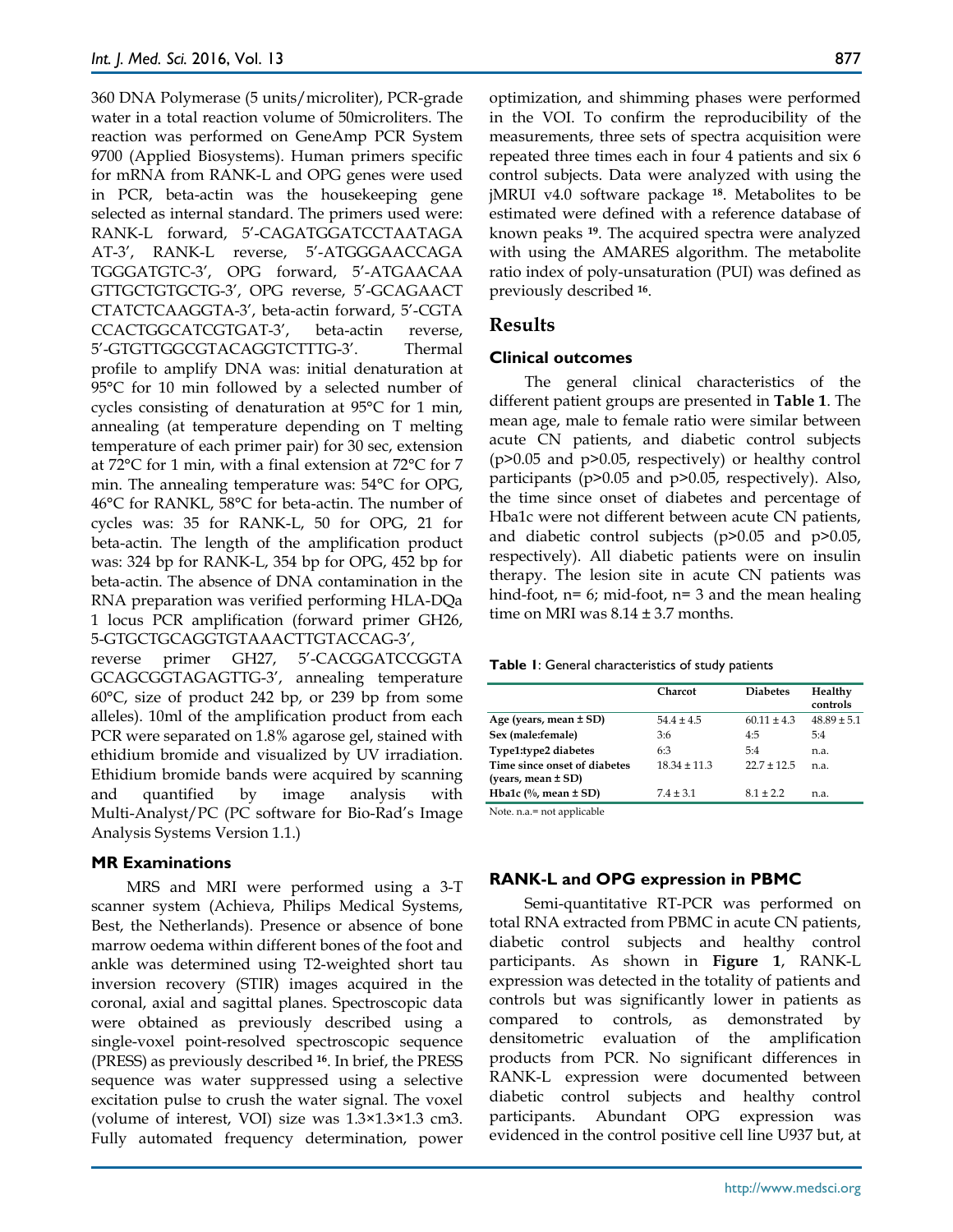360 DNA Polymerase (5 units/microliter), PCR-grade water in a total reaction volume of 50microliters. The reaction was performed on GeneAmp PCR System 9700 (Applied Biosystems). Human primers specific for mRNA from RANK-L and OPG genes were used in PCR, beta-actin was the housekeeping gene selected as internal standard. The primers used were: RANK-L forward, 5′-CAGATGGATCCTAATAGA AT-3′, RANK-L reverse, 5′-ATGGGAACCAGA TGGGATGTC-3′, OPG forward, 5′-ATGAACAA GTTGCTGTGCTG-3′, OPG reverse, 5′-GCAGAACT CTATCTCAAGGTA-3′, beta-actin forward, 5′-CGTA CCACTGGCATCGTGAT-3′, beta-actin reverse, 5′-GTGTTGGCGTACAGGTCTTTG-3′. Thermal profile to amplify DNA was: initial denaturation at 95°C for 10 min followed by a selected number of cycles consisting of denaturation at 95°C for 1 min, annealing (at temperature depending on T melting temperature of each primer pair) for 30 sec, extension at 72°C for 1 min, with a final extension at 72°C for 7 min. The annealing temperature was: 54°C for OPG, 46°C for RANKL, 58°C for beta-actin. The number of cycles was: 35 for RANK-L, 50 for OPG, 21 for beta-actin. The length of the amplification product was: 324 bp for RANK-L, 354 bp for OPG, 452 bp for beta-actin. The absence of DNA contamination in the RNA preparation was verified performing HLA-DQa 1 locus PCR amplification (forward primer GH26, 5-GTGCTGCAGGTGTAAACTTGTACCAG-3′, reverse primer GH27, 5′-CACGGATCCGGTA GCAGCGGTAGAGTTG-3′, annealing temperature 60°C, size of product 242 bp, or 239 bp from some alleles). 10ml of the amplification product from each PCR were separated on 1.8% agarose gel, stained with ethidium bromide and visualized by UV irradiation. Ethidium bromide bands were acquired by scanning and quantified by image analysis with Multi-Analyst/PC (PC software for Bio-Rad's Image Analysis Systems Version 1.1.)

### MR Examinations

MRS and MRI were performed using a 3-T scanner system (Achieva, Philips Medical Systems, Best, the Netherlands). Presence or absence of bone marrow oedema within different bones of the foot and ankle was determined using T2-weighted short tau inversion recovery (STIR) images acquired in the coronal, axial and sagittal planes. Spectroscopic data were obtained as previously described using a single-voxel point-resolved spectroscopic sequence (PRESS) as previously described [16]. In brief, the PRESS sequence was water suppressed using a selective excitation pulse to crush the water signal. The voxel (volume of interest, VOI) size was 1.3×1.3×1.3 cm3. Fully automated frequency determination, power optimization, and shimming phases were performed in the VOI. To confirm the reproducibility of the measurements, three sets of spectra acquisition were repeated three times each in four 4 patients and six 6 control subjects. Data were analyzed with using the jMRUI v4.0 software package [18]. Metabolites to be estimated were defined with a reference database of known peaks [19]. The acquired spectra were analyzed with using the AMARES algorithm. The metabolite ratio index of poly-unsaturation (PUI) was defined as previously described [16].

## Results

### Clinical outcomes

The general clinical characteristics of the different patient groups are presented in **Table 1**. The mean age, male to female ratio were similar between acute CN patients, and diabetic control subjects ($p>0.05$ and $p>0.05$, respectively) or healthy control participants ($p>0.05$ and $p>0.05$, respectively). Also, the time since onset of diabetes and percentage of Hba1c were not different between acute CN patients, and diabetic control subjects ($p>0.05$ and $p>0.05$, respectively). All diabetic patients were on insulin therapy. The lesion site in acute CN patients was hind-foot, n= 6; mid-foot, n= 3 and the mean healing time on MRI was 8.14 ± 3.7 months.

**Table 1**: General characteristics of study patients

| | Charcot | Diabetes | Healthy controls |
|---|---|---|---|
| **Age (years, mean ± SD)** | 54.4 ± 4.5 | 60.11 ± 4.3 | 48.89 ± 5.1 |
| **Sex (male:female)** | 3:6 | 4:5 | 5:4 |
| **Type1:type2 diabetes** | 6:3 | 5:4 | n.a. |
| **Time since onset of diabetes (years, mean ± SD)** | 18.34 ± 11.3 | 22.7 ± 12.5 | n.a. |
| **Hba1c (%, mean ± SD)** | 7.4 ± 3.1 | 8.1 ± 2.2 | n.a. |

Note. n.a.= not applicable

### RANK-L and OPG expression in PBMC

Semi-quantitative RT-PCR was performed on total RNA extracted from PBMC in acute CN patients, diabetic control subjects and healthy control participants. As shown in **Figure 1**, RANK-L expression was detected in the totality of patients and controls but was significantly lower in patients as compared to controls, as demonstrated by densitometric evaluation of the amplification products from PCR. No significant differences in RANK-L expression were documented between diabetic control subjects and healthy control participants. Abundant OPG expression was evidenced in the control positive cell line U937 but, at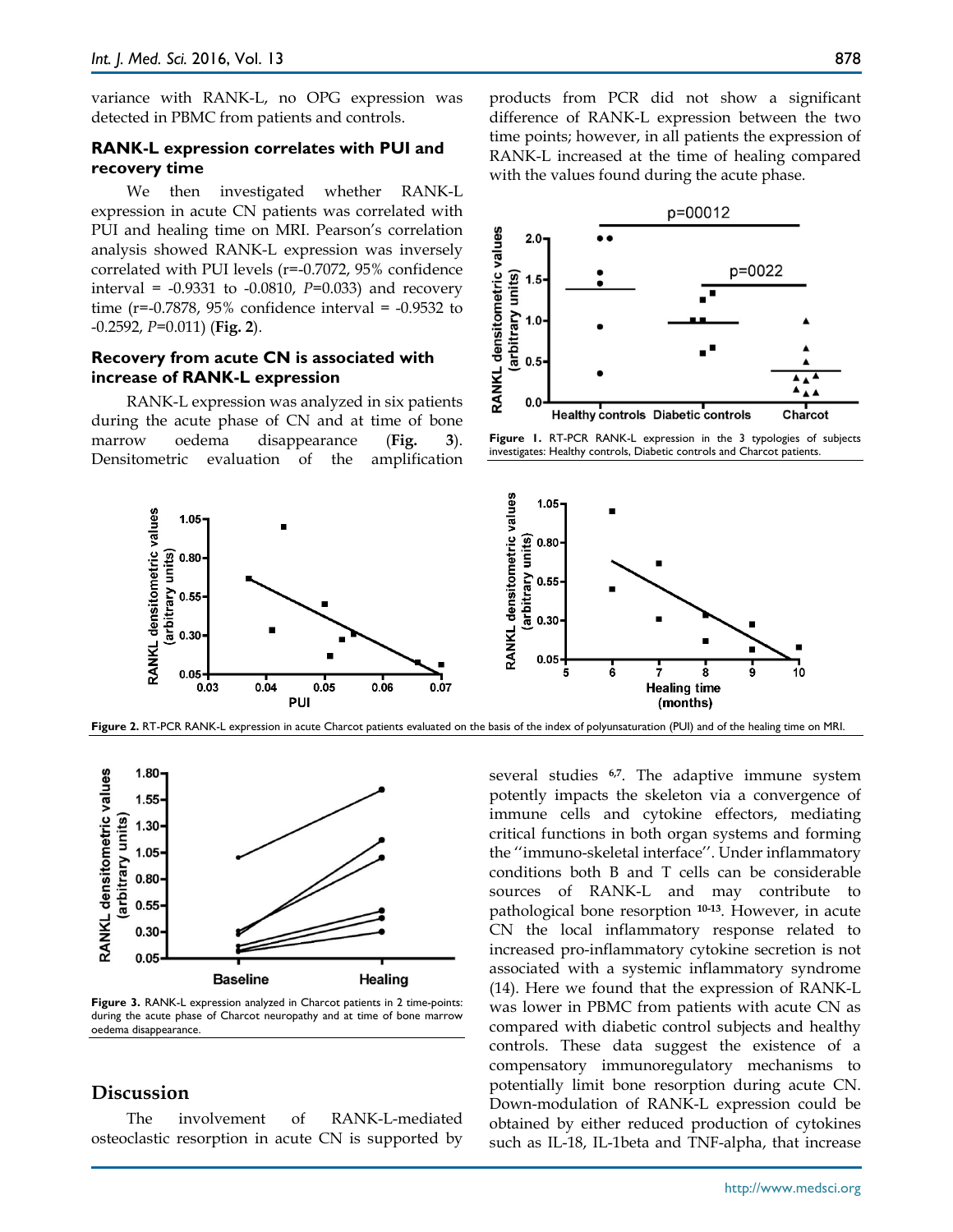variance with RANK-L, no OPG expression was detected in PBMC from patients and controls.

### RANK-L expression correlates with PUI and recovery time

We then investigated whether RANK-L expression in acute CN patients was correlated with PUI and healing time on MRI. Pearson's correlation analysis showed RANK-L expression was inversely correlated with PUI levels (r=-0.7072, 95% confidence interval = -0.9331 to -0.0810, *P*=0.033) and recovery time (r=-0.7878, 95% confidence interval = -0.9532 to -0.2592, *P*=0.011) (**Fig. 2**).

### Recovery from acute CN is associated with increase of RANK-L expression

RANK-L expression was analyzed in six patients during the acute phase of CN and at time of bone marrow oedema disappearance (**Fig. 3**). Densitometric evaluation of the amplification products from PCR did not show a significant difference of RANK-L expression between the two time points; however, in all patients the expression of RANK-L increased at the time of healing compared with the values found during the acute phase.

**Figure 1.** RT-PCR RANK-L expression in the 3 typologies of subjects investigates: Healthy controls, Diabetic controls and Charcot patients.

**Figure 2.** RT-PCR RANK-L expression in acute Charcot patients evaluated on the basis of the index of polyunsaturation (PUI) and of the healing time on MRI.

**Figure 3.** RANK-L expression analyzed in Charcot patients in 2 time-points: during the acute phase of Charcot neuropathy and at time of bone marrow oedema disappearance.

## Discussion

The involvement of RANK-L-mediated osteoclastic resorption in acute CN is supported by several studies [6,7]. The adaptive immune system potently impacts the skeleton via a convergence of immune cells and cytokine effectors, mediating critical functions in both organ systems and forming the ''immuno-skeletal interface''. Under inflammatory conditions both B and T cells can be considerable sources of RANK-L and may contribute to pathological bone resorption [10-13]. However, in acute CN the local inflammatory response related to increased pro-inflammatory cytokine secretion is not associated with a systemic inflammatory syndrome (14). Here we found that the expression of RANK-L was lower in PBMC from patients with acute CN as compared with diabetic control subjects and healthy controls. These data suggest the existence of a compensatory immunoregulatory mechanisms to potentially limit bone resorption during acute CN. Down-modulation of RANK-L expression could be obtained by either reduced production of cytokines such as IL-18, IL-1beta and TNF-alpha, that increase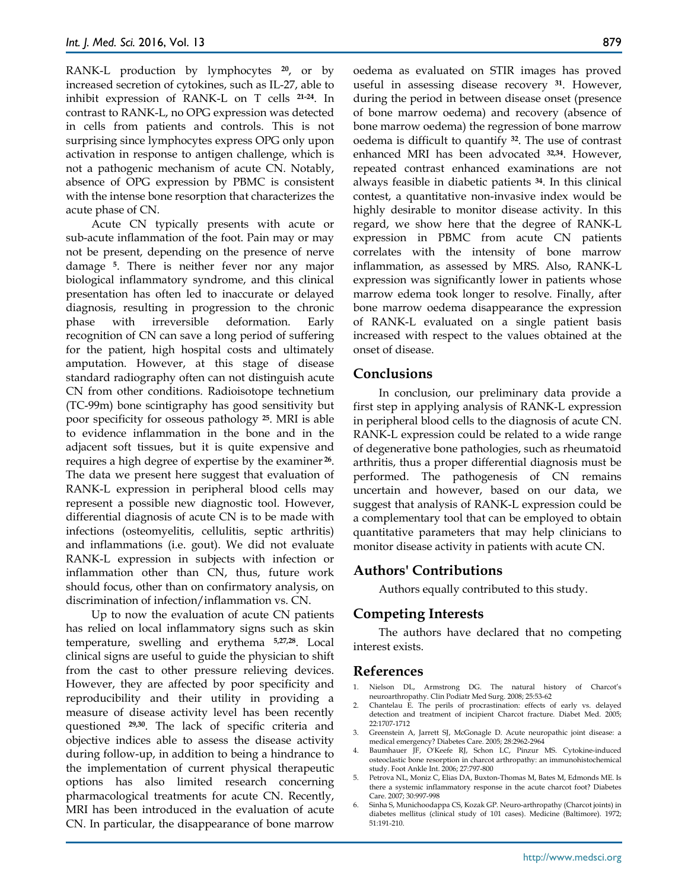RANK-L production by lymphocytes [20], or by increased secretion of cytokines, such as IL-27, able to inhibit expression of RANK-L on T cells [21-24]. In contrast to RANK-L, no OPG expression was detected in cells from patients and controls. This is not surprising since lymphocytes express OPG only upon activation in response to antigen challenge, which is not a pathogenic mechanism of acute CN. Notably, absence of OPG expression by PBMC is consistent with the intense bone resorption that characterizes the acute phase of CN.

Acute CN typically presents with acute or sub-acute inflammation of the foot. Pain may or may not be present, depending on the presence of nerve damage [5]. There is neither fever nor any major biological inflammatory syndrome, and this clinical presentation has often led to inaccurate or delayed diagnosis, resulting in progression to the chronic phase with irreversible deformation. Early recognition of CN can save a long period of suffering for the patient, high hospital costs and ultimately amputation. However, at this stage of disease standard radiography often can not distinguish acute CN from other conditions. Radioisotope technetium (TC-99m) bone scintigraphy has good sensitivity but poor specificity for osseous pathology [25]. MRI is able to evidence inflammation in the bone and in the adjacent soft tissues, but it is quite expensive and requires a high degree of expertise by the examiner [26]. The data we present here suggest that evaluation of RANK-L expression in peripheral blood cells may represent a possible new diagnostic tool. However, differential diagnosis of acute CN is to be made with infections (osteomyelitis, cellulitis, septic arthritis) and inflammations (i.e. gout). We did not evaluate RANK-L expression in subjects with infection or inflammation other than CN, thus, future work should focus, other than on confirmatory analysis, on discrimination of infection/inflammation vs. CN.

Up to now the evaluation of acute CN patients has relied on local inflammatory signs such as skin temperature, swelling and erythema [5,27,28]. Local clinical signs are useful to guide the physician to shift from the cast to other pressure relieving devices. However, they are affected by poor specificity and reproducibility and their utility in providing a measure of disease activity level has been recently questioned [29,30]. The lack of specific criteria and objective indices able to assess the disease activity during follow-up, in addition to being a hindrance to the implementation of current physical therapeutic options has also limited research concerning pharmacological treatments for acute CN. Recently, MRI has been introduced in the evaluation of acute CN. In particular, the disappearance of bone marrow oedema as evaluated on STIR images has proved useful in assessing disease recovery [31]. However, during the period in between disease onset (presence of bone marrow oedema) and recovery (absence of bone marrow oedema) the regression of bone marrow oedema is difficult to quantify [32]. The use of contrast enhanced MRI has been advocated [32,34]. However, repeated contrast enhanced examinations are not always feasible in diabetic patients [34]. In this clinical contest, a quantitative non-invasive index would be highly desirable to monitor disease activity. In this regard, we show here that the degree of RANK-L expression in PBMC from acute CN patients correlates with the intensity of bone marrow inflammation, as assessed by MRS. Also, RANK-L expression was significantly lower in patients whose marrow edema took longer to resolve. Finally, after bone marrow oedema disappearance the expression of RANK-L evaluated on a single patient basis increased with respect to the values obtained at the onset of disease.

## Conclusions

In conclusion, our preliminary data provide a first step in applying analysis of RANK-L expression in peripheral blood cells to the diagnosis of acute CN. RANK-L expression could be related to a wide range of degenerative bone pathologies, such as rheumatoid arthritis, thus a proper differential diagnosis must be performed. The pathogenesis of CN remains uncertain and however, based on our data, we suggest that analysis of RANK-L expression could be a complementary tool that can be employed to obtain quantitative parameters that may help clinicians to monitor disease activity in patients with acute CN.

## Authors' Contributions

Authors equally contributed to this study.

## Competing Interests

The authors have declared that no competing interest exists.

## References

1. Nielson DL, Armstrong DG. The natural history of Charcot's neuroarthropathy. Clin Podiatr Med Surg. 2008; 25:53-62
2. Chantelau E. The perils of procrastination: effects of early vs. delayed detection and treatment of incipient Charcot fracture. Diabet Med. 2005; 22:1707-1712
3. Greenstein A, Jarrett SJ, McGonagle D. Acute neuropathic joint disease: a medical emergency? Diabetes Care. 2005; 28:2962-2964
4. Baumhauer JF, O'Keefe RJ, Schon LC, Pinzur MS. Cytokine-induced osteoclastic bone resorption in charcot arthropathy: an immunohistochemical study. Foot Ankle Int. 2006; 27:797-800
5. Petrova NL, Moniz C, Elias DA, Buxton-Thomas M, Bates M, Edmonds ME. Is there a systemic inflammatory response in the acute charcot foot? Diabetes Care. 2007; 30:997-998
6. Sinha S, Munichoodappa CS, Kozak GP. Neuro-arthropathy (Charcot joints) in diabetes mellitus (clinical study of 101 cases). Medicine (Baltimore). 1972; 51:191-210.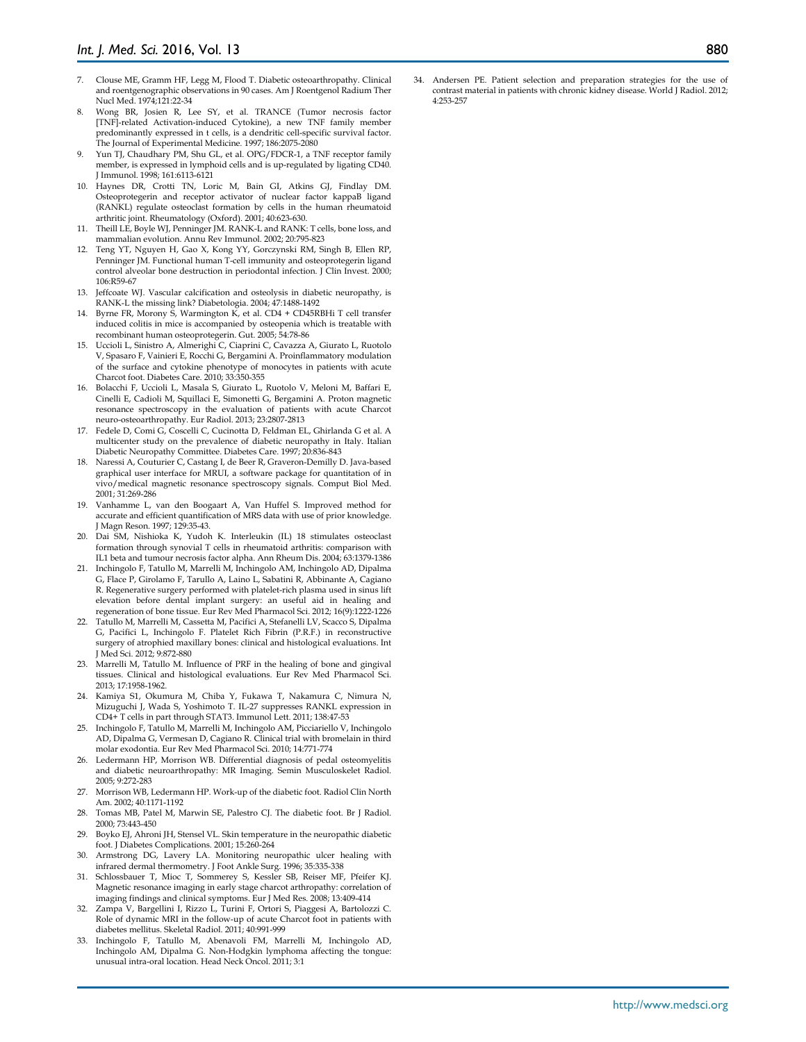7. Clouse ME, Gramm HF, Legg M, Flood T. Diabetic osteoarthropathy. Clinical and roentgenographic observations in 90 cases. Am J Roentgenol Radium Ther Nucl Med. 1974;121:22-34
8. Wong BR, Josien R, Lee SY, et al. TRANCE (Tumor necrosis factor [TNF]-related Activation-induced Cytokine), a new TNF family member predominantly expressed in t cells, is a dendritic cell-specific survival factor. The Journal of Experimental Medicine. 1997; 186:2075-2080
9. Yun TJ, Chaudhary PM, Shu GL, et al. OPG/FDCR-1, a TNF receptor family member, is expressed in lymphoid cells and is up-regulated by ligating CD40. J Immunol. 1998; 161:6113-6121
10. Haynes DR, Crotti TN, Loric M, Bain GI, Atkins GJ, Findlay DM. Osteoprotegerin and receptor activator of nuclear factor kappaB ligand (RANKL) regulate osteoclast formation by cells in the human rheumatoid arthritic joint. Rheumatology (Oxford). 2001; 40:623-630.
11. Theill LE, Boyle WJ, Penninger JM. RANK-L and RANK: T cells, bone loss, and mammalian evolution. Annu Rev Immunol. 2002; 20:795-823
12. Teng YT, Nguyen H, Gao X, Kong YY, Gorczynski RM, Singh B, Ellen RP, Penninger JM. Functional human T-cell immunity and osteoprotegerin ligand control alveolar bone destruction in periodontal infection. J Clin Invest. 2000; 106:R59-67
13. Jeffcoate WJ. Vascular calcification and osteolysis in diabetic neuropathy, is RANK-L the missing link? Diabetologia. 2004; 47:1488-1492
14. Byrne FR, Morony S, Warmington K, et al. CD4 + CD45RBHi T cell transfer induced colitis in mice is accompanied by osteopenia which is treatable with recombinant human osteoprotegerin. Gut. 2005; 54:78-86
15. Uccioli L, Sinistro A, Almerighi C, Ciaprini C, Cavazza A, Giurato L, Ruotolo V, Spasaro F, Vainieri E, Rocchi G, Bergamini A. Proinflammatory modulation of the surface and cytokine phenotype of monocytes in patients with acute Charcot foot. Diabetes Care. 2010; 33:350-355
16. Bolacchi F, Uccioli L, Masala S, Giurato L, Ruotolo V, Meloni M, Baffari E, Cinelli E, Cadioli M, Squillaci E, Simonetti G, Bergamini A. Proton magnetic resonance spectroscopy in the evaluation of patients with acute Charcot neuro-osteoarthropathy. Eur Radiol. 2013; 23:2807-2813
17. Fedele D, Comi G, Coscelli C, Cucinotta D, Feldman EL, Ghirlanda G et al. A multicenter study on the prevalence of diabetic neuropathy in Italy. Italian Diabetic Neuropathy Committee. Diabetes Care. 1997; 20:836-843
18. Naressi A, Couturier C, Castang I, de Beer R, Graveron-Demilly D. Java-based graphical user interface for MRUI, a software package for quantitation of in vivo/medical magnetic resonance spectroscopy signals. Comput Biol Med. 2001; 31:269-286
19. Vanhamme L, van den Boogaart A, Van Huffel S. Improved method for accurate and efficient quantification of MRS data with use of prior knowledge. J Magn Reson. 1997; 129:35-43.
20. Dai SM, Nishioka K, Yudoh K. Interleukin (IL) 18 stimulates osteoclast formation through synovial T cells in rheumatoid arthritis: comparison with IL1 beta and tumour necrosis factor alpha. Ann Rheum Dis. 2004; 63:1379-1386
21. Inchingolo F, Tatullo M, Marrelli M, Inchingolo AM, Inchingolo AD, Dipalma G, Flace P, Girolamo F, Tarullo A, Laino L, Sabatini R, Abbinante A, Cagiano R. Regenerative surgery performed with platelet-rich plasma used in sinus lift elevation before dental implant surgery: an useful aid in healing and regeneration of bone tissue. Eur Rev Med Pharmacol Sci. 2012; 16(9):1222-1226
22. Tatullo M, Marrelli M, Cassetta M, Pacifici A, Stefanelli LV, Scacco S, Dipalma G, Pacifici L, Inchingolo F. Platelet Rich Fibrin (P.R.F.) in reconstructive surgery of atrophied maxillary bones: clinical and histological evaluations. Int J Med Sci. 2012; 9:872-880
23. Marrelli M, Tatullo M. Influence of PRF in the healing of bone and gingival tissues. Clinical and histological evaluations. Eur Rev Med Pharmacol Sci. 2013; 17:1958-1962.
24. Kamiya S1, Okumura M, Chiba Y, Fukawa T, Nakamura C, Nimura N, Mizuguchi J, Wada S, Yoshimoto T. IL-27 suppresses RANKL expression in CD4+ T cells in part through STAT3. Immunol Lett. 2011; 138:47-53
25. Inchingolo F, Tatullo M, Marrelli M, Inchingolo AM, Picciariello V, Inchingolo AD, Dipalma G, Vermesan D, Cagiano R. Clinical trial with bromelain in third molar exodontia. Eur Rev Med Pharmacol Sci. 2010; 14:771-774
26. Ledermann HP, Morrison WB. Differential diagnosis of pedal osteomyelitis and diabetic neuroarthropathy: MR Imaging. Semin Musculoskelet Radiol. 2005; 9:272-283
27. Morrison WB, Ledermann HP. Work-up of the diabetic foot. Radiol Clin North Am. 2002; 40:1171-1192
28. Tomas MB, Patel M, Marwin SE, Palestro CJ. The diabetic foot. Br J Radiol. 2000; 73:443-450
29. Boyko EJ, Ahroni JH, Stensel VL. Skin temperature in the neuropathic diabetic foot. J Diabetes Complications. 2001; 15:260-264
30. Armstrong DG, Lavery LA. Monitoring neuropathic ulcer healing with infrared dermal thermometry. J Foot Ankle Surg. 1996; 35:335-338
31. Schlossbauer T, Mioc T, Sommerey S, Kessler SB, Reiser MF, Pfeifer KJ. Magnetic resonance imaging in early stage charcot arthropathy: correlation of imaging findings and clinical symptoms. Eur J Med Res. 2008; 13:409-414
32. Zampa V, Bargellini I, Rizzo L, Turini F, Ortori S, Piaggesi A, Bartolozzi C. Role of dynamic MRI in the follow-up of acute Charcot foot in patients with diabetes mellitus. Skeletal Radiol. 2011; 40:991-999
33. Inchingolo F, Tatullo M, Abenavoli FM, Marrelli M, Inchingolo AD, Inchingolo AM, Dipalma G. Non-Hodgkin lymphoma affecting the tongue: unusual intra-oral location. Head Neck Oncol. 2011; 3:1
34. Andersen PE. Patient selection and preparation strategies for the use of contrast material in patients with chronic kidney disease. World J Radiol. 2012; 4:253-257